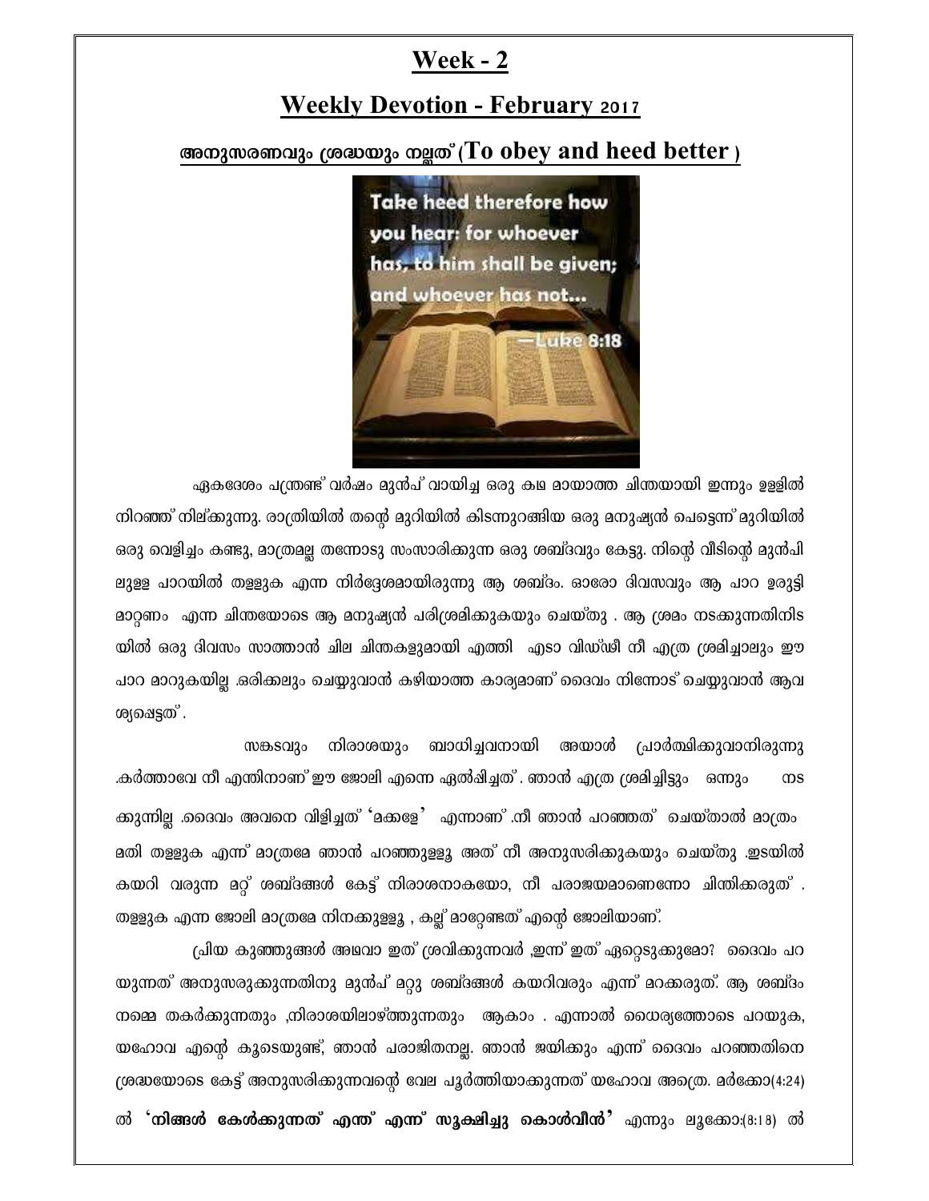## Week - 2

## Weekly Devotion - February 2017

### അനുസരണവും ശ്രദ്ധയും നല്ലത് (To obey and heed better)

ഏകദേശം പന്ത്രണ്ട് വർഷം മുൻപ് വായിച്ച ഒരു കഥ മായാത്ത ചിന്തയായി ഇന്നും ഉള്ളിൽ നിറഞ്ഞ് നില്ക്കുന്നു. രാത്രിയിൽ തന്റെ മുറിയിൽ കിടന്നുറങ്ങിയ ഒരു മനുഷ്യൻ പെട്ടെന്ന് മുറിയിൽ ഒരു വെളിച്ചം കണ്ടു, മാത്രമല്ല തന്നോടു സംസാരിക്കുന്ന ഒരു ശബ്ദവും കേട്ടു. നിന്റെ വീടിന്റെ മുൻപിലുള്ള പാറയിൽ തള്ളുക എന്ന നിർദ്ദേശമായിരുന്നു ആ ശബ്ദം. ഓരോ ദിവസവും ആ പാറ ഉരുട്ടി മാറ്റണം എന്ന ചിന്തയോടെ ആ മനുഷ്യൻ പരിശ്രമിക്കുകയും ചെയ്തു . ആ ശ്രമം നടക്കുന്നതിനിടയിൽ ഒരു ദിവസം സാത്താൻ ചില ചിന്തകളുമായി എത്തി എടാ വിഡ്ഢീ നീ എത്ര ശ്രമിച്ചാലും ഈ പാറ മാറുകയില്ല .ഒരിക്കലും ചെയ്യുവാൻ കഴിയാത്ത കാര്യമാണ് ദൈവം നിന്നോട് ചെയ്യുവാൻ ആവശ്യപ്പെട്ടത് .

സങ്കടവും നിരാശയും ബാധിച്ചവനായി അയാൾ പ്രാർത്ഥിക്കുവാനിരുന്നു .കർത്താവേ നീ എന്തിനാണ് ഈ ജോലി എന്നെ ഏൽപ്പിച്ചത് . ഞാൻ എത്ര ശ്രമിച്ചിട്ടും ഒന്നും നടക്കുന്നില്ല .ദൈവം അവനെ വിളിച്ചത് 'മക്കളേ' എന്നാണ് .നീ ഞാൻ പറഞ്ഞത് ചെയ്താൽ മാത്രം മതി തള്ളുക എന്ന് മാത്രമേ ഞാൻ പറഞ്ഞുള്ളൂ അത് നീ അനുസരിക്കുകയും ചെയ്തു .ഇടയിൽ കയറി വരുന്ന മറ്റ് ശബ്ദങ്ങൾ കേട്ട് നിരാശനാകയോ, നീ പരാജയമാണെന്നോ ചിന്തിക്കരുത് . തള്ളുക എന്ന ജോലി മാത്രമേ നിനക്കുള്ളൂ , കല്ല് മാറ്റേണ്ടത് എന്റെ ജോലിയാണ്.

പ്രിയ കുഞ്ഞുങ്ങൾ അഥവാ ഇത് ശ്രവിക്കുന്നവർ ,ഇന്ന് ഇത് ഏറ്റെടുക്കുമോ? ദൈവം പറയുന്നത് അനുസരുക്കുന്നതിനു മുൻപ് മറ്റു ശബ്ദങ്ങൾ കയറിവരും എന്ന് മറക്കരുത്. ആ ശബ്ദം നമ്മെ തകർക്കുന്നതും ,നിരാശയിലാഴ്ത്തുന്നതും ആകാം . എന്നാൽ ധൈര്യത്തോടെ പറയുക, യഹോവ എന്റെ കൂടെയുണ്ട്, ഞാൻ പരാജിതനല്ല. ഞാൻ ജയിക്കും എന്ന് ദൈവം പറഞ്ഞതിനെ ശ്രദ്ധയോടെ കേട്ട് അനുസരിക്കുന്നവന്റെ വേല പൂർത്തിയാക്കുന്നത് യഹോവ അത്രെ. മർക്കോ(4:24) ൽ **'നിങ്ങൾ കേൾക്കുന്നത് എന്ത് എന്ന് സൂക്ഷിച്ചു കൊൾവീൻ'** എന്നും ലൂക്കോ:(8:18) ൽ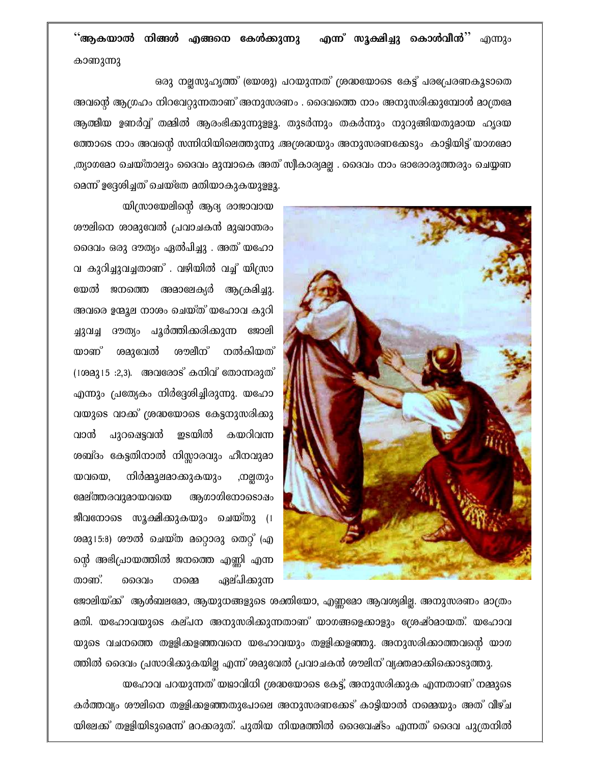**''ആകയാൽ നിങ്ങൾ എങ്ങനെ കേൾക്കുന്നു എന്ന് സൂക്ഷിച്ചു കൊൾവീൻ''** എന്നും കാണുന്നു

ഒരു നല്ലസുഹൃത്ത് (യേശു) പറയുന്നത് ശ്രദ്ധയോടെ കേട്ട് പരപ്രേരണകൂടാതെ അവന്റെ ആഗ്രഹം നിറവേറ്റുന്നതാണ് അനുസരണം . ദൈവത്തെ നാം അനുസരിക്കുമ്പോൾ മാത്രമേ ആത്മീയ ഉണർവ്വ് തമ്മിൽ ആരംഭിക്കുന്നുള്ളൂ. തുടർന്നും തകർന്നും നുറുങ്ങിയതുമായ ഹൃദയത്തോടെ നാം അവന്റെ സന്നിധിയിലെത്തുന്നു .അശ്രദ്ധയും അനുസരണക്കേടും കാട്ടിയിട്ട് യാഗമോ ,ത്യാഗമോ ചെയ്താലും ദൈവം മുമ്പാകെ അത് സ്വീകാര്യമല്ല . ദൈവം നാം ഓരോരുത്തരും ചെയ്യണമെന്ന് ഉദ്ദേശിച്ചത് ചെയ്തേ മതിയാകുകയുള്ളൂ.

യിസ്രായേലിന്റെ ആദ്യ രാജാവായ ശൗലിനെ ശാമുവേൽ പ്രവാചകൻ മുഖാന്തരം ദൈവം ഒരു ദൗത്യം ഏൽപിച്ചു . അത് യഹോവ കുറിച്ചുവച്ചതാണ് . വഴിയിൽ വച്ച് യിസ്രായേൽ ജനത്തെ അമാലേക്യർ ആക്രമിച്ചു. അവരെ ഉന്മൂല നാശം ചെയ്ത് യഹോവ കുറിച്ചുവച്ച ദൗത്യം പൂർത്തിക്കരിക്കുന്ന ജോലിയാണ് ശമുവേൽ ശൗലീന് നൽകിയത് (1ശമു15 :2,3). അവരോട് കനിവ് തോന്നരുത് എന്നും പ്രത്യേകം നിർദ്ദേശിച്ചിരുന്നു. യഹോവയുടെ വാക്ക് ശ്രദ്ധയോടെ കേട്ടനുസരിക്കുവാൻ പുറപ്പെട്ടവൻ ഇടയിൽ കയറിവന്ന ശബ്ദം കേട്ടതിനാൽ നിസ്സാരവും ഹീനവുമായവയെ, നിർമ്മൂലമാക്കുകയും ,നല്ലതും മേല്ത്തരവുമായവയെ ആഗാഗിനോടൊപ്പം ജീവനോടെ സൂക്ഷിക്കുകയും ചെയ്തു (1 ശമു15:8) ശൗൽ ചെയ്ത മറ്റൊരു തെറ്റ് (എന്റെ അഭിപ്രായത്തിൽ ജനത്തെ എണ്ണി എന്നതാണ്. ദൈവം നമ്മെ ഏല്പിക്കുന്ന ജോലിയ്ക്ക് ആൾബലമോ, ആയുധങ്ങളുടെ ശക്തിയോ, എണ്ണമോ ആവശ്യമില്ല. അനുസരണം മാത്രം മതി. യഹോവയുടെ കല്പന അനുസരിക്കുന്നതാണ് യാഗങ്ങളെക്കാളും ശ്രേഷ്ഠമായത്. യഹോവയുടെ വചനത്തെ തള്ളിക്കളഞ്ഞവനെ യഹോവയും തള്ളിക്കളഞ്ഞു. അനുസരിക്കാത്തവന്റെ യാഗത്തിൽ ദൈവം പ്രസാദിക്കുകയില്ല എന്ന് ശമുവേൽ പ്രവാചകൻ ശൗലിന് വ്യക്തമാക്കിക്കൊടുത്തു.

യഹോവ പറയുന്നത് യഥാവിധി ശ്രദ്ധയോടെ കേട്ട്, അനുസരിക്കുക എന്നതാണ് നമ്മുടെ കർത്തവ്യം ശൗലിനെ തള്ളിക്കളഞ്ഞതുപോലെ അനുസരണക്കേട് കാട്ടിയാൽ നമ്മെയും അത് വീഴ്ചയിലേക്ക് തള്ളിയിടുമെന്ന് മറക്കരുത്. പുതിയ നിയമത്തിൽ ദൈവേഷ്ടം എന്നത് ദൈവ പുത്രനിൽ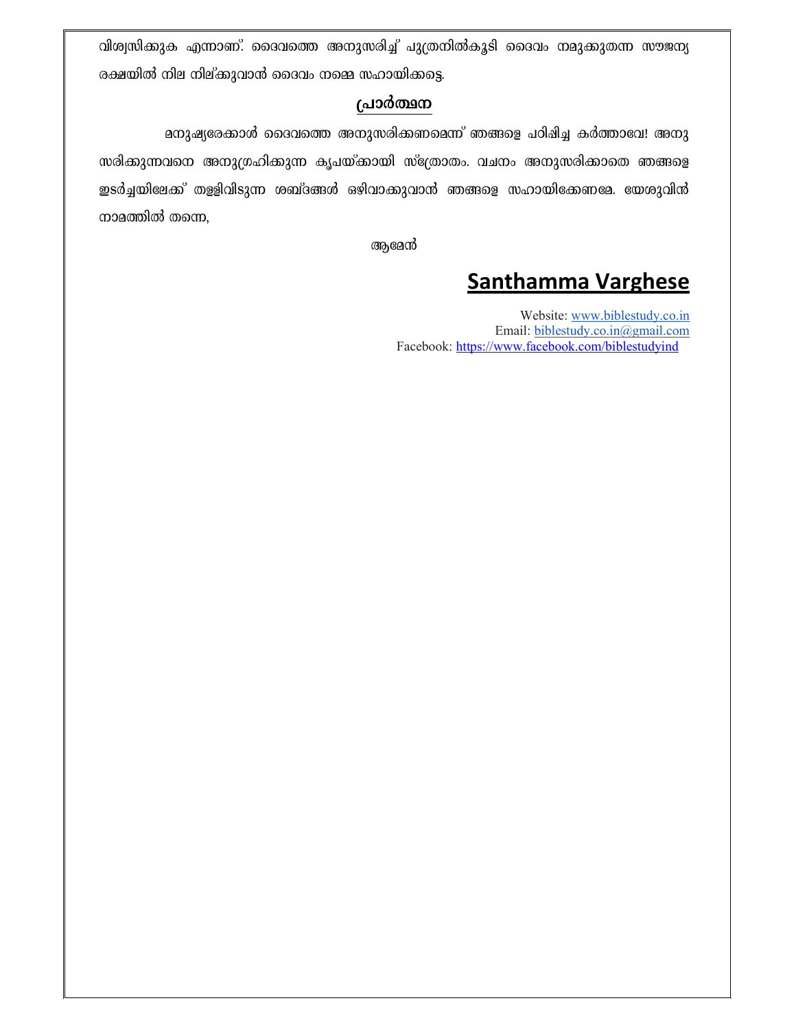വിശ്വസിക്കുക എന്നാണ്. ദൈവത്തെ അനുസരിച്ച് പുത്രനിൽകൂടി ദൈവം നമുക്കുതന്ന സൗജന്യ രക്ഷയിൽ നില നില്ക്കുവാൻ ദൈവം നമ്മെ സഹായിക്കട്ടെ.

## **പ്രാർത്ഥന**

മനുഷ്യരേക്കാൾ ദൈവത്തെ അനുസരിക്കണമെന്ന് ഞങ്ങളെ പഠിപ്പിച്ച കർത്താവേ! അനുസരിക്കുന്നവനെ അനുഗ്രഹിക്കുന്ന കൃപയ്ക്കായി സ്തോത്രം. വചനം അനുസരിക്കാതെ ഞങ്ങളെ ഇടർച്ചയിലേക്ക് തള്ളിവിടുന്ന ശബ്ദങ്ങൾ ഒഴിവാക്കുവാൻ ഞങ്ങളെ സഹായിക്കേണമേ. യേശുവിൻ നാമത്തിൽ തന്നെ,

ആമേൻ

## **Santhamma Varghese**

Website: www.biblestudy.co.in
Email: biblestudy.co.in@gmail.com
Facebook: https://www.facebook.com/biblestudyind